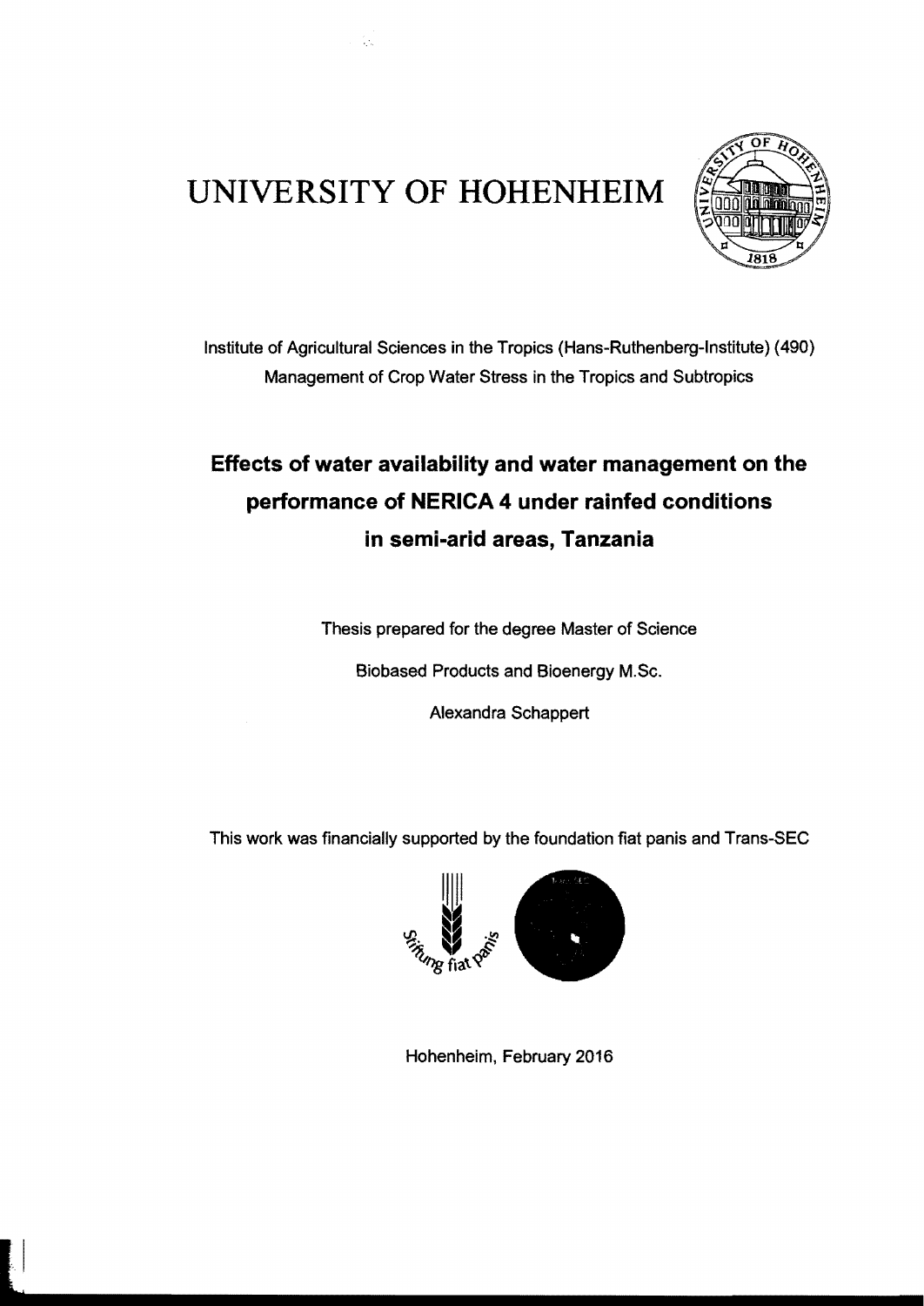# UNIVERSITY OF HOHENHEIM

Institute of Agricultural Sciences in the Tropics (Hans-Ruthenberg-Institute) (490)

Management of Crop Water Stress in the Tropics and Subtropics

## Effects of water availability and water management on the performance of NERICA 4 under rainfed conditions in semi-arid areas, Tanzania

Thesis prepared for the degree Master of Science

Biobased Products and Bioenergy M.Sc.

Alexandra Schappert

This work was financially supported by the foundation fiat panis and Trans-SEC

Hohenheim, February 2016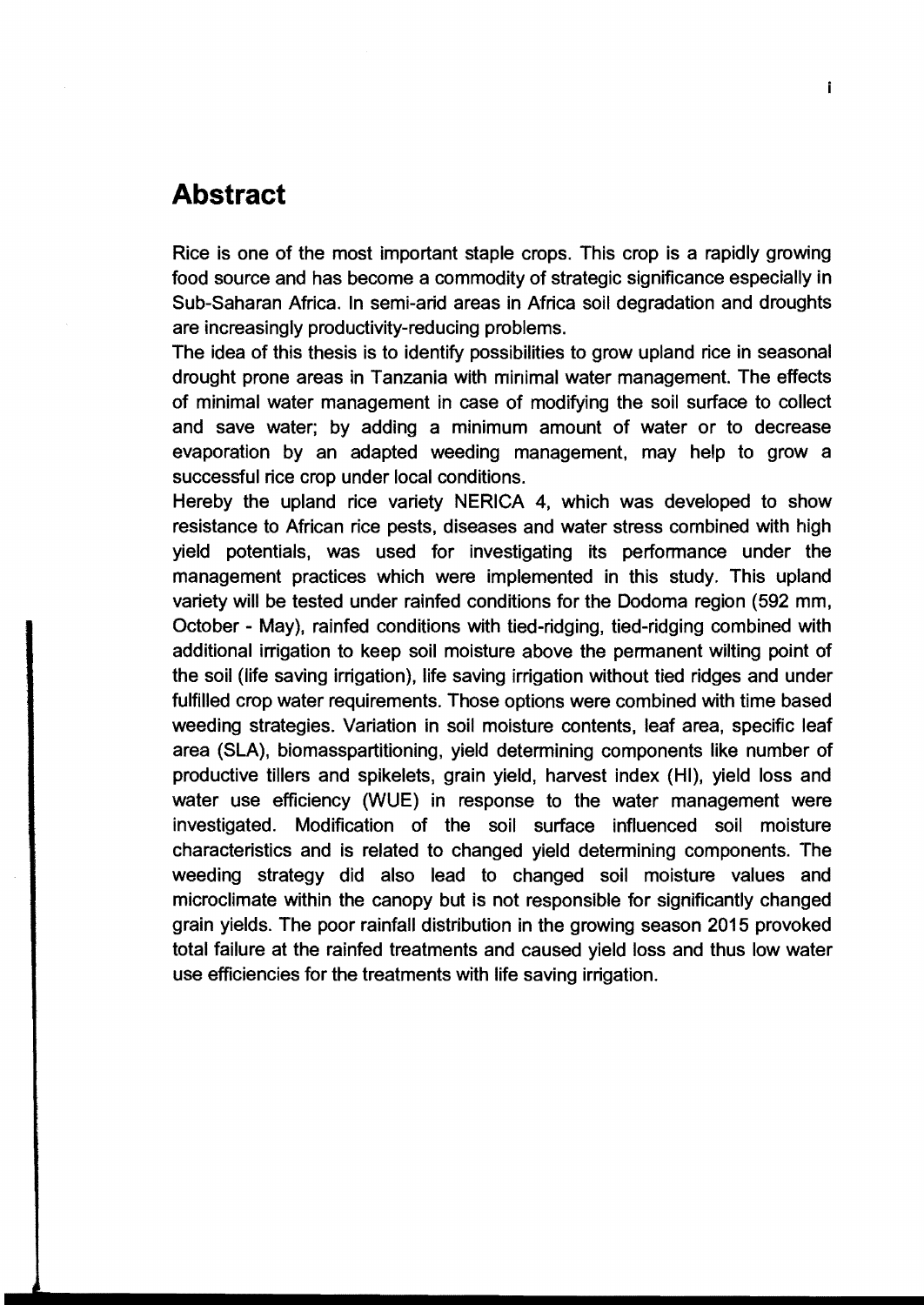# Abstract

Rice is one of the most important staple crops. This crop is a rapidly growing food source and has become a commodity of strategic significance especially in Sub-Saharan Africa. In semi-arid areas in Africa soil degradation and droughts are increasingly productivity-reducing problems.

The idea of this thesis is to identify possibilities to grow upland rice in seasonal drought prone areas in Tanzania with minimal water management. The effects of minimal water management in case of modifying the soil surface to collect and save water; by adding a minimum amount of water or to decrease evaporation by an adapted weeding management, may help to grow a successful rice crop under local conditions.

Hereby the upland rice variety NERICA 4, which was developed to show resistance to African rice pests, diseases and water stress combined with high yield potentials, was used for investigating its performance under the management practices which were implemented in this study. This upland variety will be tested under rainfed conditions for the Dodoma region (592 mm, October - May), rainfed conditions with tied-ridging, tied-ridging combined with additional irrigation to keep soil moisture above the permanent wilting point of the soil (life saving irrigation), life saving irrigation without tied ridges and under fulfilled crop water requirements. Those options were combined with time based weeding strategies. Variation in soil moisture contents, leaf area, specific leaf area (SLA), biomasspartitioning, yield determining components like number of productive tillers and spikelets, grain yield, harvest index (HI), yield loss and water use efficiency (WUE) in response to the water management were investigated. Modification of the soil surface influenced soil moisture characteristics and is related to changed yield determining components. The weeding strategy did also lead to changed soil moisture values and microclimate within the canopy but is not responsible for significantly changed grain yields. The poor rainfall distribution in the growing season 2015 provoked total failure at the rainfed treatments and caused yield loss and thus low water use efficiencies for the treatments with life saving irrigation.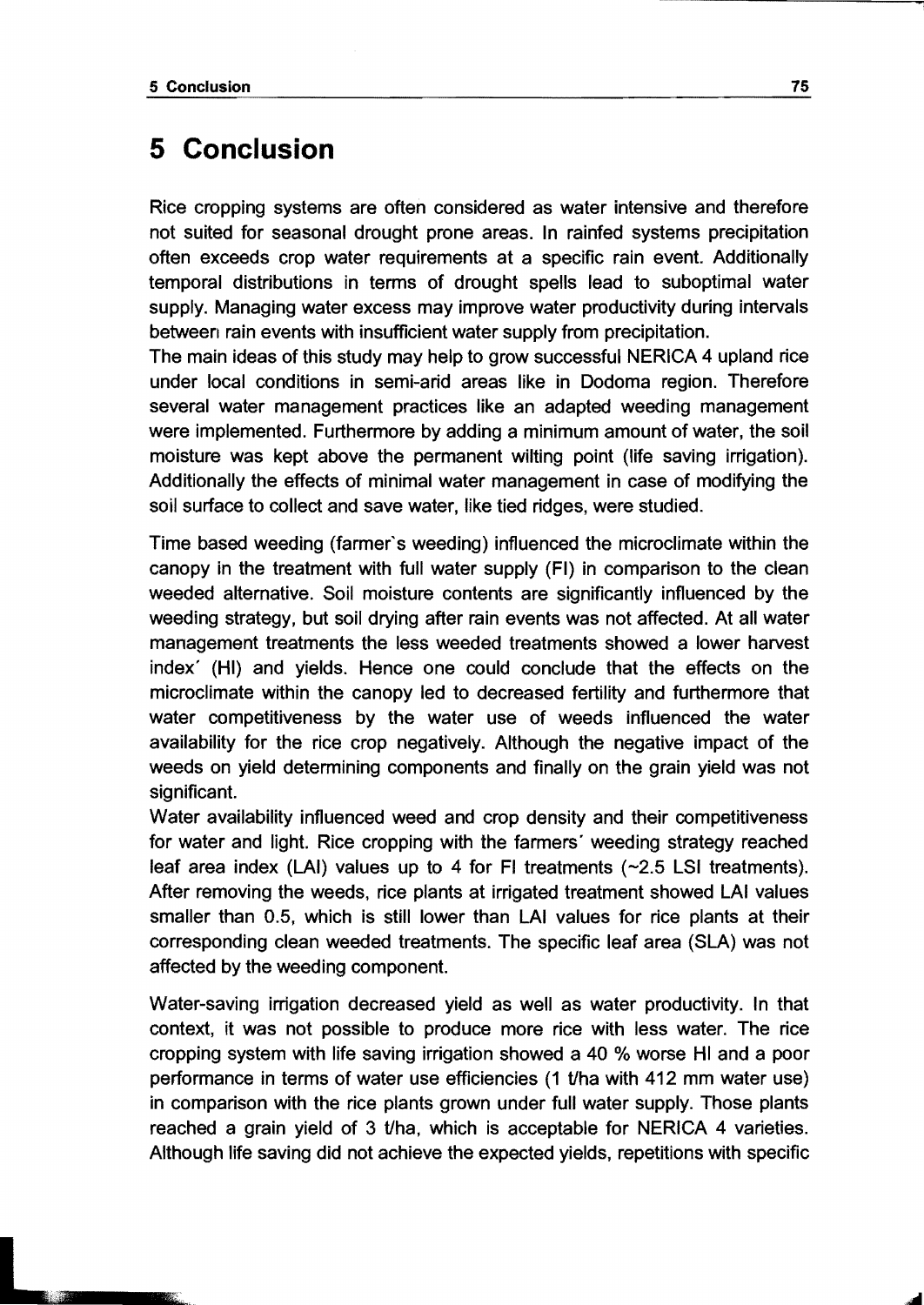# 5 Conclusion

Rice cropping systems are often considered as water intensive and therefore not suited for seasonal drought prone areas. In rainfed systems precipitation often exceeds crop water requirements at a specific rain event. Additionally temporal distributions in terms of drought spells lead to suboptimal water supply. Managing water excess may improve water productivity during intervals between rain events with insufficient water supply from precipitation.

The main ideas of this study may help to grow successful NERICA 4 upland rice under local conditions in semi-arid areas like in Dodoma region. Therefore several water management practices like an adapted weeding management were implemented. Furthermore by adding a minimum amount of water, the soil moisture was kept above the permanent wilting point (life saving irrigation). Additionally the effects of minimal water management in case of modifying the soil surface to collect and save water, like tied ridges, were studied.

Time based weeding (farmer`s weeding) influenced the microclimate within the canopy in the treatment with full water supply (FI) in comparison to the clean weeded alternative. Soil moisture contents are significantly influenced by the weeding strategy, but soil drying after rain events was not affected. At all water management treatments the less weeded treatments showed a lower harvest index´ (HI) and yields. Hence one could conclude that the effects on the microclimate within the canopy led to decreased fertility and furthermore that water competitiveness by the water use of weeds influenced the water availability for the rice crop negatively. Although the negative impact of the weeds on yield determining components and finally on the grain yield was not significant.

Water availability influenced weed and crop density and their competitiveness for water and light. Rice cropping with the farmers´ weeding strategy reached leaf area index (LAI) values up to 4 for FI treatments (~2.5 LSI treatments). After removing the weeds, rice plants at irrigated treatment showed LAI values smaller than 0.5, which is still lower than LAI values for rice plants at their corresponding clean weeded treatments. The specific leaf area (SLA) was not affected by the weeding component.

Water-saving irrigation decreased yield as well as water productivity. In that context, it was not possible to produce more rice with less water. The rice cropping system with life saving irrigation showed a 40 % worse HI and a poor performance in terms of water use efficiencies (1 t/ha with 412 mm water use) in comparison with the rice plants grown under full water supply. Those plants reached a grain yield of 3 t/ha, which is acceptable for NERICA 4 varieties. Although life saving did not achieve the expected yields, repetitions with specific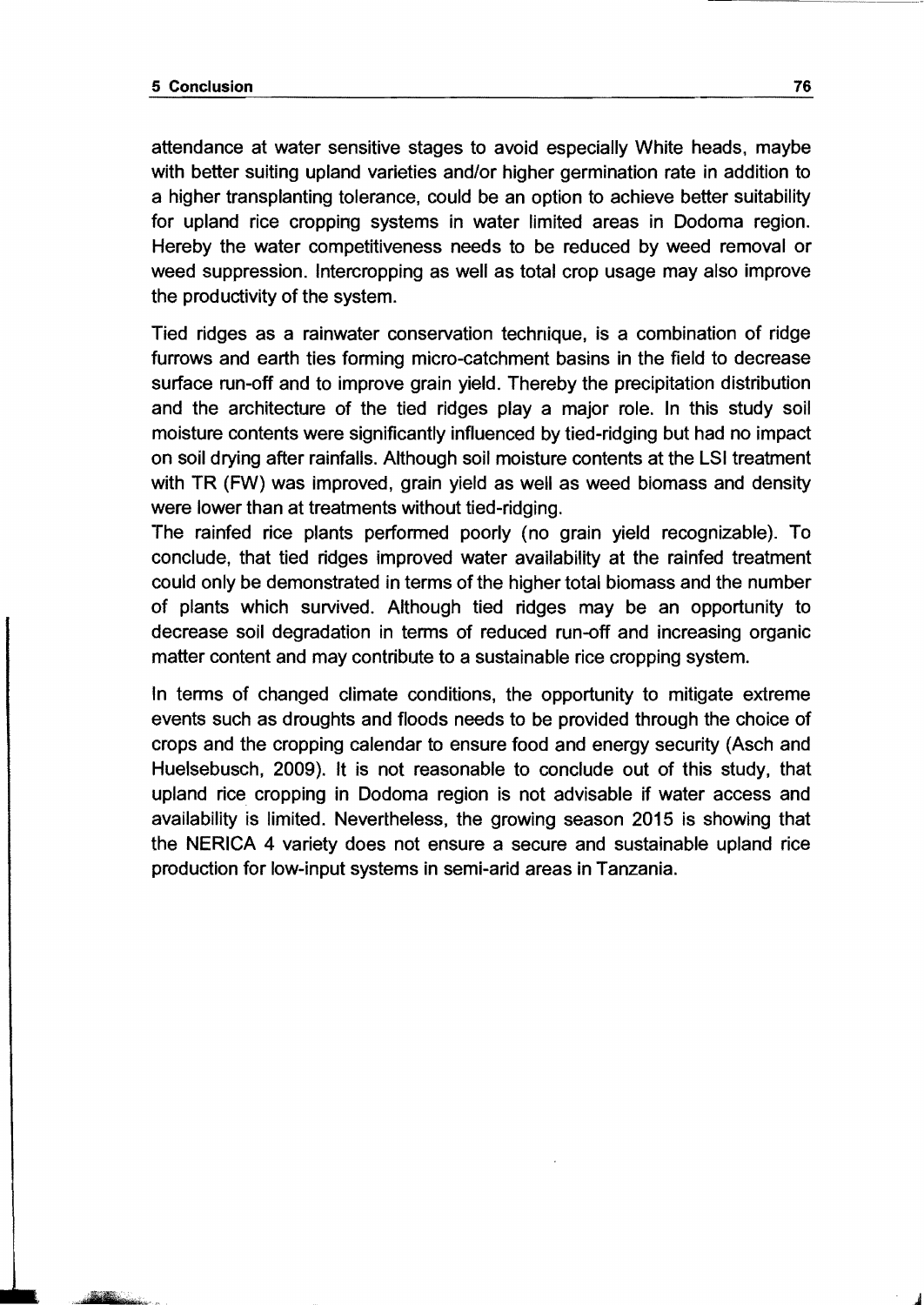attendance at water sensitive stages to avoid especially White heads, maybe with better suiting upland varieties and/or higher germination rate in addition to a higher transplanting tolerance, could be an option to achieve better suitability for upland rice cropping systems in water limited areas in Dodoma region. Hereby the water competitiveness needs to be reduced by weed removal or weed suppression. Intercropping as well as total crop usage may also improve the productivity of the system.

Tied ridges as a rainwater conservation technique, is a combination of ridge furrows and earth ties forming micro-catchment basins in the field to decrease surface run-off and to improve grain yield. Thereby the precipitation distribution and the architecture of the tied ridges play a major role. In this study soil moisture contents were significantly influenced by tied-ridging but had no impact on soil drying after rainfalls. Although soil moisture contents at the LSI treatment with TR (FW) was improved, grain yield as well as weed biomass and density were lower than at treatments without tied-ridging.
The rainfed rice plants performed poorly (no grain yield recognizable). To conclude, that tied ridges improved water availability at the rainfed treatment could only be demonstrated in terms of the higher total biomass and the number of plants which survived. Although tied ridges may be an opportunity to decrease soil degradation in terms of reduced run-off and increasing organic matter content and may contribute to a sustainable rice cropping system.

In terms of changed climate conditions, the opportunity to mitigate extreme events such as droughts and floods needs to be provided through the choice of crops and the cropping calendar to ensure food and energy security (Asch and Huelsebusch, 2009). It is not reasonable to conclude out of this study, that upland rice cropping in Dodoma region is not advisable if water access and availability is limited. Nevertheless, the growing season 2015 is showing that the NERICA 4 variety does not ensure a secure and sustainable upland rice production for low-input systems in semi-arid areas in Tanzania.